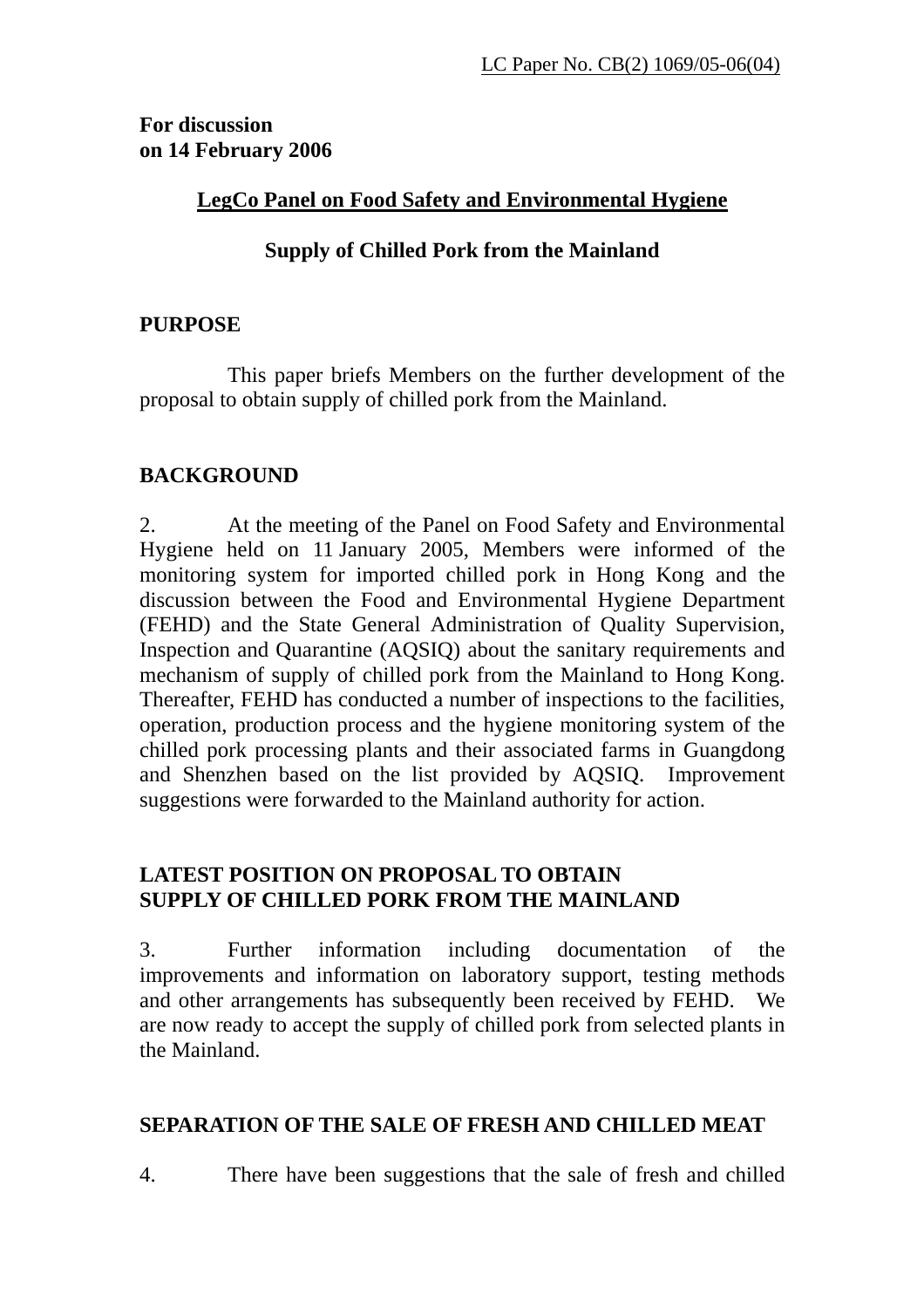LC Paper No. CB(2) 1069/05-06(04)

**For discussion**
**on 14 February 2006**

## LegCo Panel on Food Safety and Environmental Hygiene

## Supply of Chilled Pork from the Mainland

### PURPOSE

This paper briefs Members on the further development of the proposal to obtain supply of chilled pork from the Mainland.

### BACKGROUND

2. At the meeting of the Panel on Food Safety and Environmental Hygiene held on 11 January 2005, Members were informed of the monitoring system for imported chilled pork in Hong Kong and the discussion between the Food and Environmental Hygiene Department (FEHD) and the State General Administration of Quality Supervision, Inspection and Quarantine (AQSIQ) about the sanitary requirements and mechanism of supply of chilled pork from the Mainland to Hong Kong. Thereafter, FEHD has conducted a number of inspections to the facilities, operation, production process and the hygiene monitoring system of the chilled pork processing plants and their associated farms in Guangdong and Shenzhen based on the list provided by AQSIQ. Improvement suggestions were forwarded to the Mainland authority for action.

### LATEST POSITION ON PROPOSAL TO OBTAIN SUPPLY OF CHILLED PORK FROM THE MAINLAND

3. Further information including documentation of the improvements and information on laboratory support, testing methods and other arrangements has subsequently been received by FEHD. We are now ready to accept the supply of chilled pork from selected plants in the Mainland.

### SEPARATION OF THE SALE OF FRESH AND CHILLED MEAT

4. There have been suggestions that the sale of fresh and chilled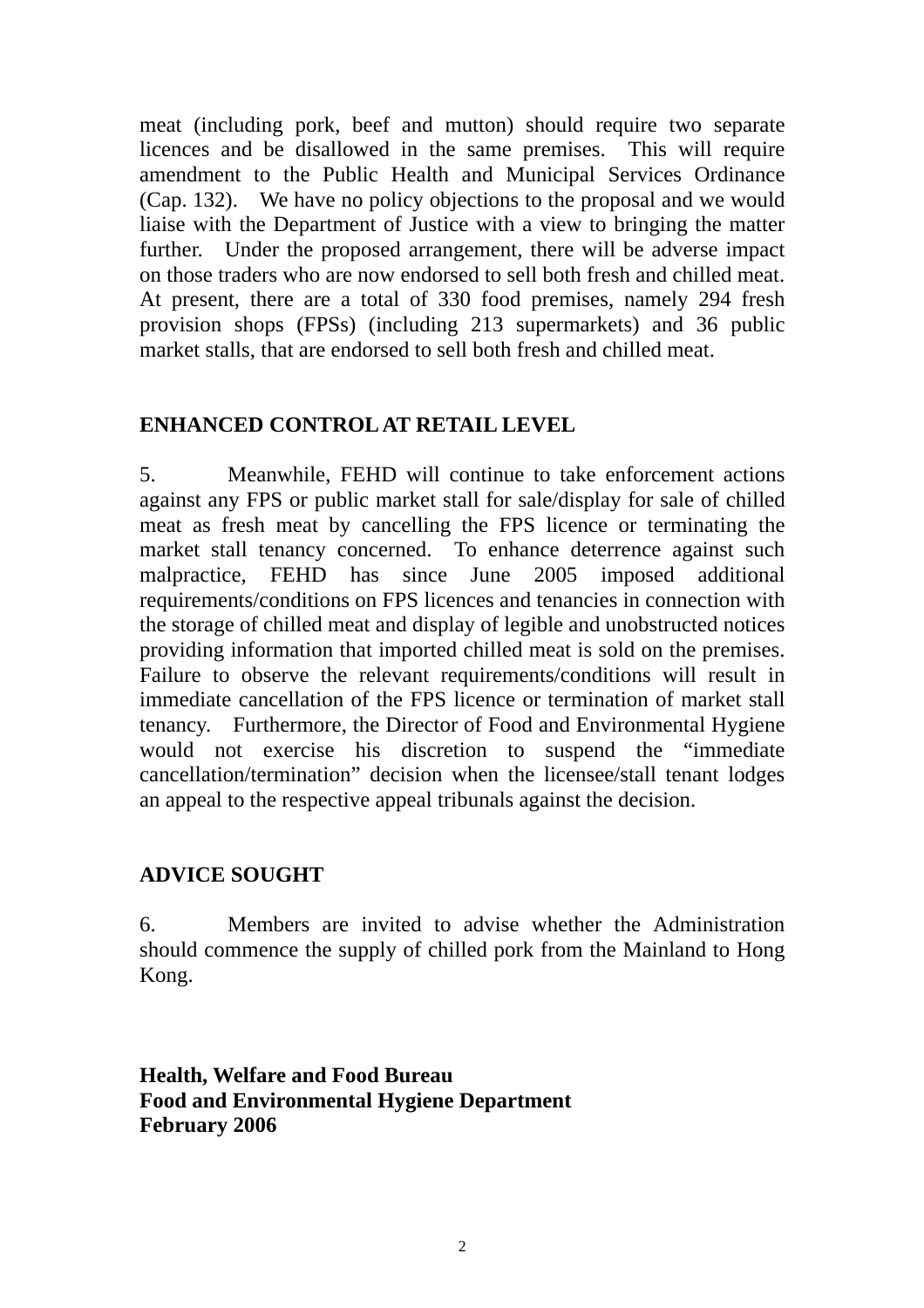meat (including pork, beef and mutton) should require two separate licences and be disallowed in the same premises. This will require amendment to the Public Health and Municipal Services Ordinance (Cap. 132). We have no policy objections to the proposal and we would liaise with the Department of Justice with a view to bringing the matter further. Under the proposed arrangement, there will be adverse impact on those traders who are now endorsed to sell both fresh and chilled meat. At present, there are a total of 330 food premises, namely 294 fresh provision shops (FPSs) (including 213 supermarkets) and 36 public market stalls, that are endorsed to sell both fresh and chilled meat.

## ENHANCED CONTROL AT RETAIL LEVEL

5. Meanwhile, FEHD will continue to take enforcement actions against any FPS or public market stall for sale/display for sale of chilled meat as fresh meat by cancelling the FPS licence or terminating the market stall tenancy concerned. To enhance deterrence against such malpractice, FEHD has since June 2005 imposed additional requirements/conditions on FPS licences and tenancies in connection with the storage of chilled meat and display of legible and unobstructed notices providing information that imported chilled meat is sold on the premises. Failure to observe the relevant requirements/conditions will result in immediate cancellation of the FPS licence or termination of market stall tenancy. Furthermore, the Director of Food and Environmental Hygiene would not exercise his discretion to suspend the "immediate cancellation/termination" decision when the licensee/stall tenant lodges an appeal to the respective appeal tribunals against the decision.

## ADVICE SOUGHT

6. Members are invited to advise whether the Administration should commence the supply of chilled pork from the Mainland to Hong Kong.

**Health, Welfare and Food Bureau**
**Food and Environmental Hygiene Department**
**February 2006**